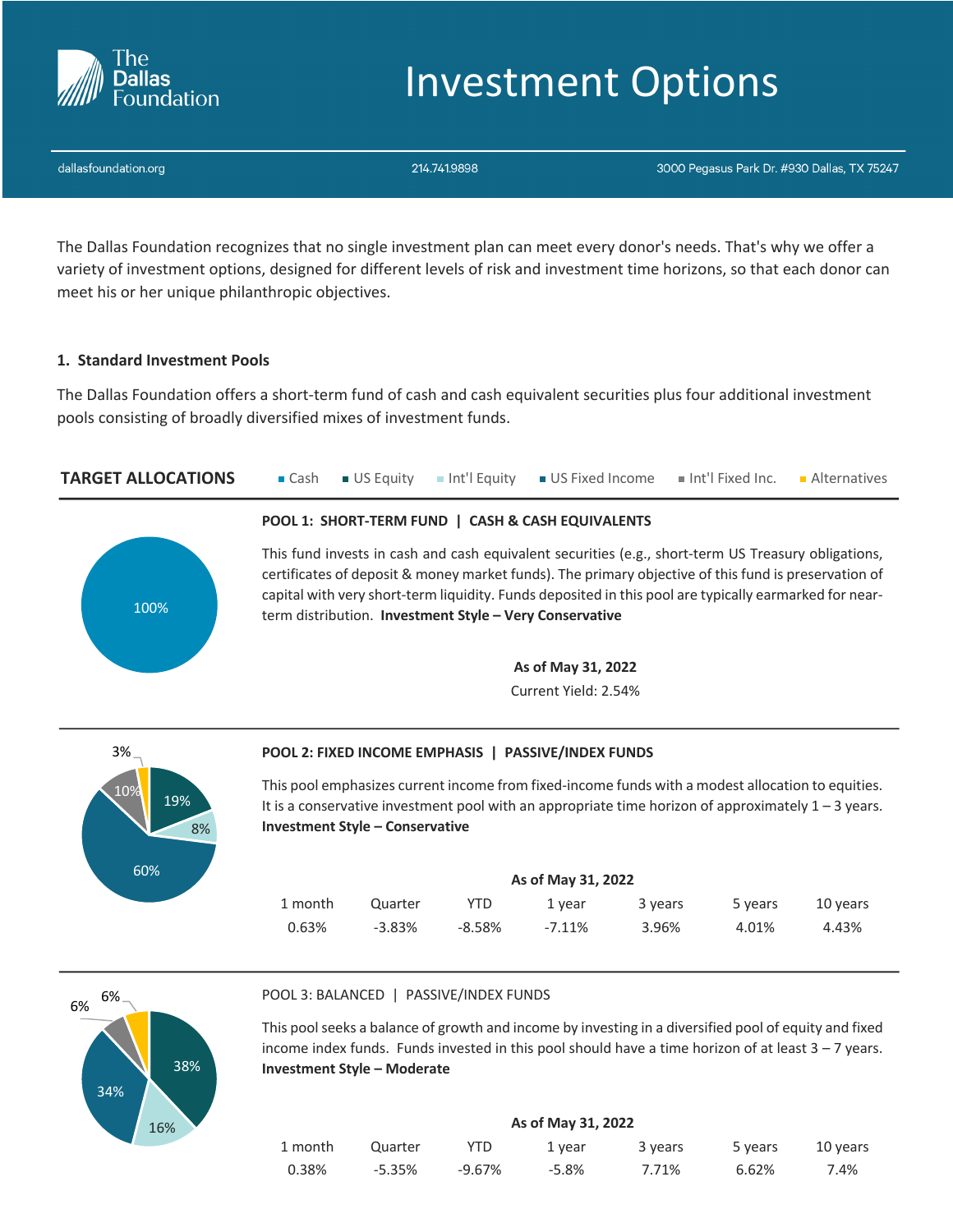# Investment Options

dallasfoundation.org | 214.741.9898 | 3000 Pegasus Park Dr. #930 Dallas, TX 75247

The Dallas Foundation recognizes that no single investment plan can meet every donor's needs. That's why we offer a variety of investment options, designed for different levels of risk and investment time horizons, so that each donor can meet his or her unique philanthropic objectives.

## 1. Standard Investment Pools

The Dallas Foundation offers a short-term fund of cash and cash equivalent securities plus four additional investment pools consisting of broadly diversified mixes of investment funds.

### TARGET ALLOCATIONS

Cash | US Equity | Int'l Equity | US Fixed Income | Int'l Fixed Inc. | Alternatives

**POOL 1: SHORT-TERM FUND | CASH & CASH EQUIVALENTS**

100%

This fund invests in cash and cash equivalent securities (e.g., short-term US Treasury obligations, certificates of deposit & money market funds). The primary objective of this fund is preservation of capital with very short-term liquidity. Funds deposited in this pool are typically earmarked for near-term distribution. **Investment Style – Very Conservative**

**As of May 31, 2022**

Current Yield: 2.54%

**POOL 2: FIXED INCOME EMPHASIS | PASSIVE/INDEX FUNDS**

3%, 10%, 19%, 8%, 60%

This pool emphasizes current income from fixed-income funds with a modest allocation to equities. It is a conservative investment pool with an appropriate time horizon of approximately 1 – 3 years. **Investment Style – Conservative**

**As of May 31, 2022**

| 1 month | Quarter | YTD | 1 year | 3 years | 5 years | 10 years |
|---|---|---|---|---|---|---|
| 0.63% | -3.83% | -8.58% | -7.11% | 3.96% | 4.01% | 4.43% |

POOL 3: BALANCED | PASSIVE/INDEX FUNDS

6%, 6%, 38%, 34%, 16%

This pool seeks a balance of growth and income by investing in a diversified pool of equity and fixed income index funds. Funds invested in this pool should have a time horizon of at least 3 – 7 years. **Investment Style – Moderate**

**As of May 31, 2022**

| 1 month | Quarter | YTD | 1 year | 3 years | 5 years | 10 years |
|---|---|---|---|---|---|---|
| 0.38% | -5.35% | -9.67% | -5.8% | 7.71% | 6.62% | 7.4% |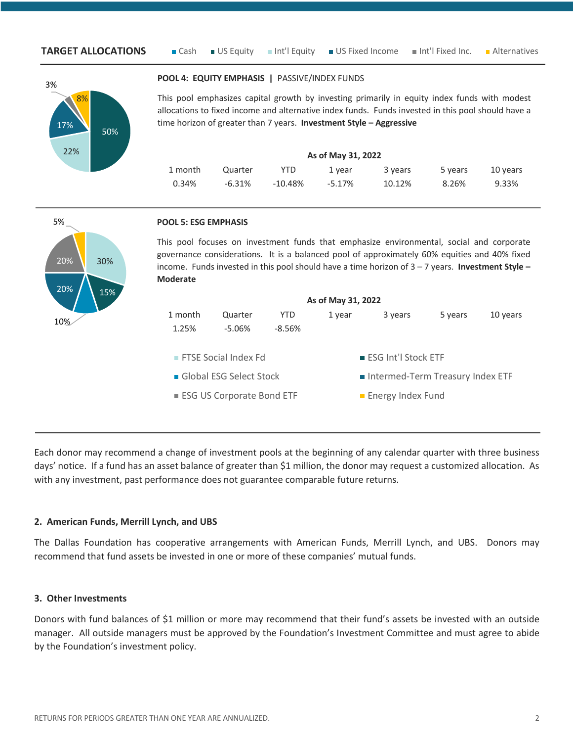**TARGET ALLOCATIONS**

Cash | US Equity | Int'l Equity | US Fixed Income | Int'l Fixed Inc. | Alternatives

3%
8%
17%
50%
22%

**POOL 4: EQUITY EMPHASIS** | PASSIVE/INDEX FUNDS

This pool emphasizes capital growth by investing primarily in equity index funds with modest allocations to fixed income and alternative index funds. Funds invested in this pool should have a time horizon of greater than 7 years. **Investment Style – Aggressive**

**As of May 31, 2022**

| 1 month | Quarter | YTD | 1 year | 3 years | 5 years | 10 years |
|---|---|---|---|---|---|---|
| 0.34% | -6.31% | -10.48% | -5.17% | 10.12% | 8.26% | 9.33% |

5%
20%
30%
20%
15%
10%

**POOL 5: ESG EMPHASIS**

This pool focuses on investment funds that emphasize environmental, social and corporate governance considerations. It is a balanced pool of approximately 60% equities and 40% fixed income. Funds invested in this pool should have a time horizon of 3 – 7 years. **Investment Style – Moderate**

**As of May 31, 2022**

| 1 month | Quarter | YTD | 1 year | 3 years | 5 years | 10 years |
|---|---|---|---|---|---|---|
| 1.25% | -5.06% | -8.56% | | | | |

FTSE Social Index Fd
Global ESG Select Stock
ESG US Corporate Bond ETF
ESG Int'l Stock ETF
Intermed-Term Treasury Index ETF
Energy Index Fund

Each donor may recommend a change of investment pools at the beginning of any calendar quarter with three business days' notice. If a fund has an asset balance of greater than $1 million, the donor may request a customized allocation. As with any investment, past performance does not guarantee comparable future returns.

### 2. American Funds, Merrill Lynch, and UBS

The Dallas Foundation has cooperative arrangements with American Funds, Merrill Lynch, and UBS. Donors may recommend that fund assets be invested in one or more of these companies' mutual funds.

### 3. Other Investments

Donors with fund balances of $1 million or more may recommend that their fund's assets be invested with an outside manager. All outside managers must be approved by the Foundation's Investment Committee and must agree to abide by the Foundation's investment policy.

RETURNS FOR PERIODS GREATER THAN ONE YEAR ARE ANNUALIZED.